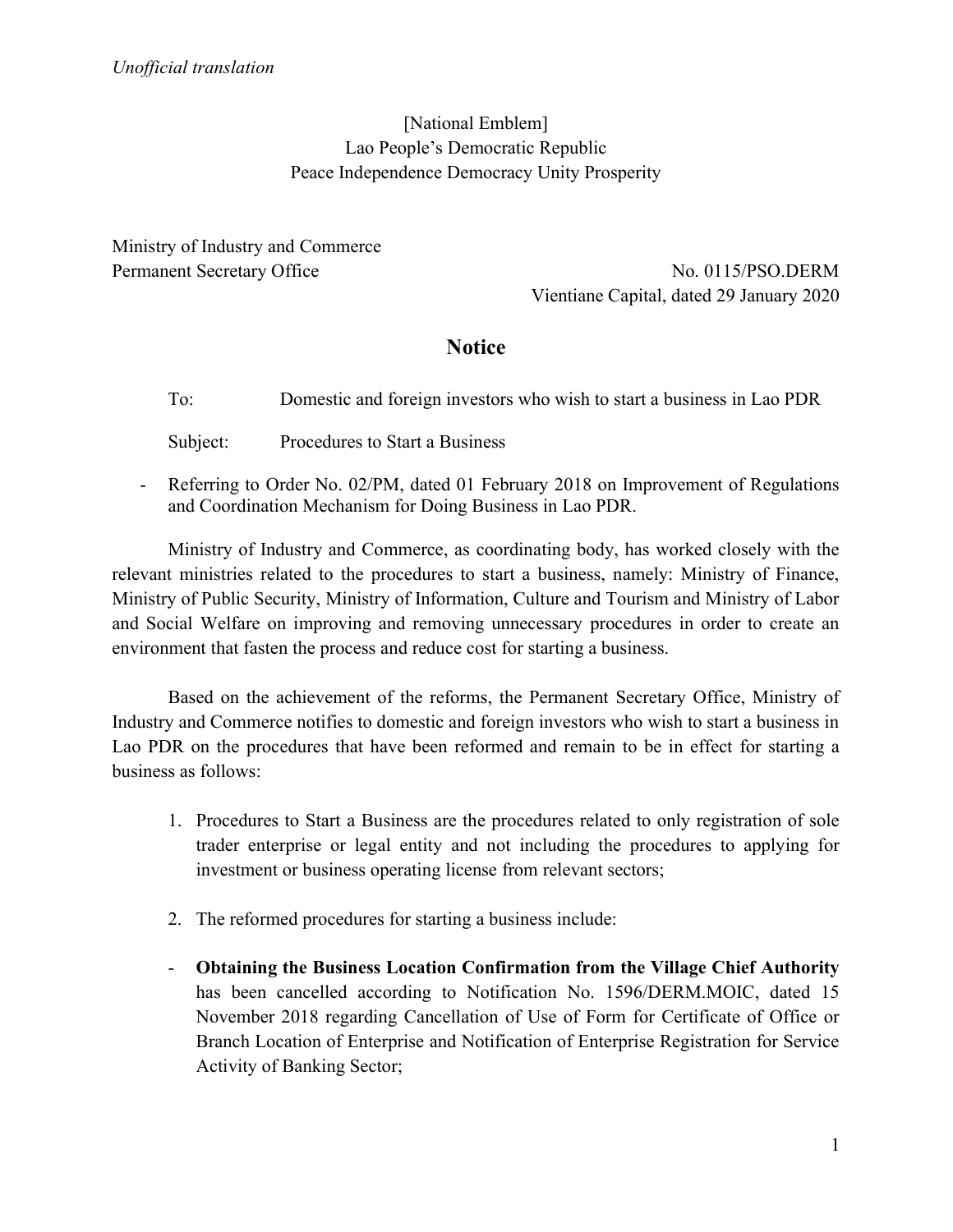*Unofficial translation*

[National Emblem]
Lao People's Democratic Republic
Peace Independence Democracy Unity Prosperity

Ministry of Industry and Commerce
Permanent Secretary Office

No. 0115/PSO.DERM
Vientiane Capital, dated 29 January 2020

# Notice

To: Domestic and foreign investors who wish to start a business in Lao PDR

Subject: Procedures to Start a Business

- Referring to Order No. 02/PM, dated 01 February 2018 on Improvement of Regulations and Coordination Mechanism for Doing Business in Lao PDR.

Ministry of Industry and Commerce, as coordinating body, has worked closely with the relevant ministries related to the procedures to start a business, namely: Ministry of Finance, Ministry of Public Security, Ministry of Information, Culture and Tourism and Ministry of Labor and Social Welfare on improving and removing unnecessary procedures in order to create an environment that fasten the process and reduce cost for starting a business.

Based on the achievement of the reforms, the Permanent Secretary Office, Ministry of Industry and Commerce notifies to domestic and foreign investors who wish to start a business in Lao PDR on the procedures that have been reformed and remain to be in effect for starting a business as follows:

1. Procedures to Start a Business are the procedures related to only registration of sole trader enterprise or legal entity and not including the procedures to applying for investment or business operating license from relevant sectors;

2. The reformed procedures for starting a business include:

- **Obtaining the Business Location Confirmation from the Village Chief Authority** has been cancelled according to Notification No. 1596/DERM.MOIC, dated 15 November 2018 regarding Cancellation of Use of Form for Certificate of Office or Branch Location of Enterprise and Notification of Enterprise Registration for Service Activity of Banking Sector;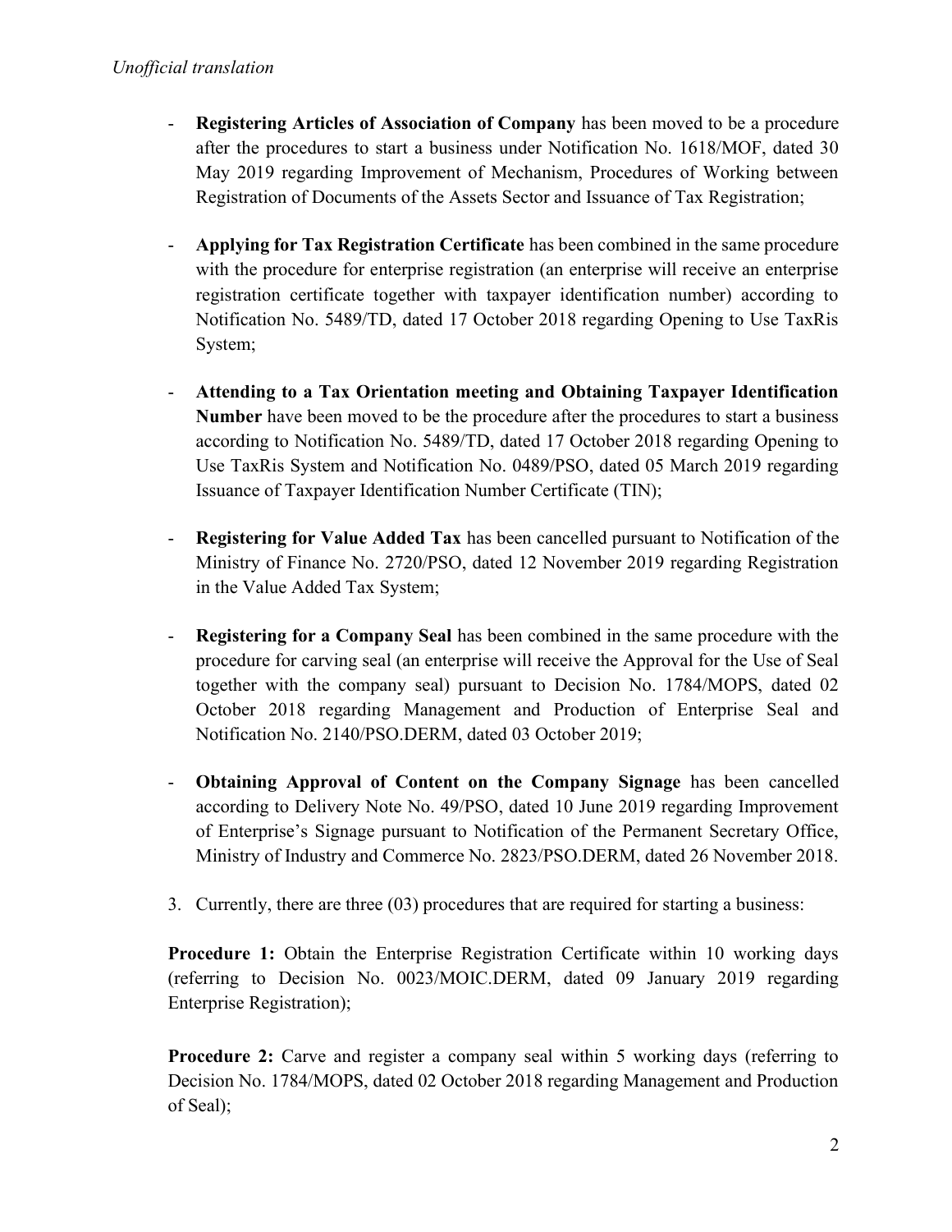- **Registering Articles of Association of Company** has been moved to be a procedure after the procedures to start a business under Notification No. 1618/MOF, dated 30 May 2019 regarding Improvement of Mechanism, Procedures of Working between Registration of Documents of the Assets Sector and Issuance of Tax Registration;

- **Applying for Tax Registration Certificate** has been combined in the same procedure with the procedure for enterprise registration (an enterprise will receive an enterprise registration certificate together with taxpayer identification number) according to Notification No. 5489/TD, dated 17 October 2018 regarding Opening to Use TaxRis System;

- **Attending to a Tax Orientation meeting and Obtaining Taxpayer Identification Number** have been moved to be the procedure after the procedures to start a business according to Notification No. 5489/TD, dated 17 October 2018 regarding Opening to Use TaxRis System and Notification No. 0489/PSO, dated 05 March 2019 regarding Issuance of Taxpayer Identification Number Certificate (TIN);

- **Registering for Value Added Tax** has been cancelled pursuant to Notification of the Ministry of Finance No. 2720/PSO, dated 12 November 2019 regarding Registration in the Value Added Tax System;

- **Registering for a Company Seal** has been combined in the same procedure with the procedure for carving seal (an enterprise will receive the Approval for the Use of Seal together with the company seal) pursuant to Decision No. 1784/MOPS, dated 02 October 2018 regarding Management and Production of Enterprise Seal and Notification No. 2140/PSO.DERM, dated 03 October 2019;

- **Obtaining Approval of Content on the Company Signage** has been cancelled according to Delivery Note No. 49/PSO, dated 10 June 2019 regarding Improvement of Enterprise's Signage pursuant to Notification of the Permanent Secretary Office, Ministry of Industry and Commerce No. 2823/PSO.DERM, dated 26 November 2018.

3. Currently, there are three (03) procedures that are required for starting a business:

**Procedure 1:** Obtain the Enterprise Registration Certificate within 10 working days (referring to Decision No. 0023/MOIC.DERM, dated 09 January 2019 regarding Enterprise Registration);

**Procedure 2:** Carve and register a company seal within 5 working days (referring to Decision No. 1784/MOPS, dated 02 October 2018 regarding Management and Production of Seal);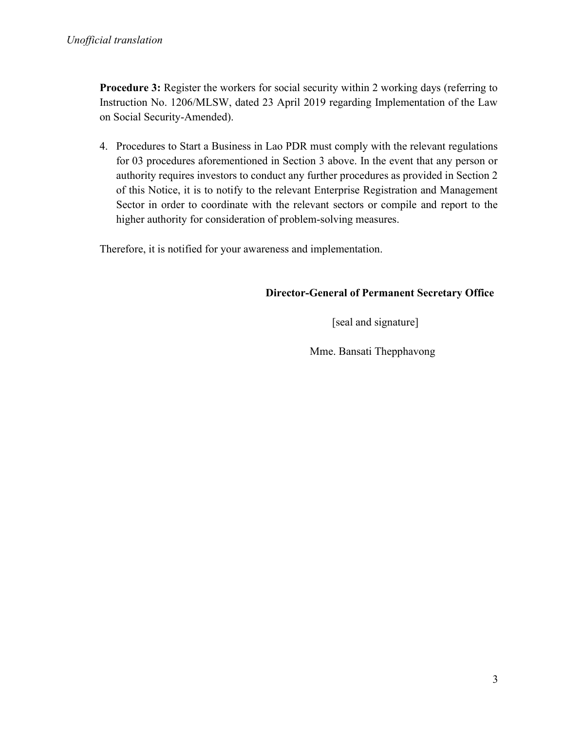*Unofficial translation*

**Procedure 3:** Register the workers for social security within 2 working days (referring to Instruction No. 1206/MLSW, dated 23 April 2019 regarding Implementation of the Law on Social Security-Amended).

4. Procedures to Start a Business in Lao PDR must comply with the relevant regulations for 03 procedures aforementioned in Section 3 above. In the event that any person or authority requires investors to conduct any further procedures as provided in Section 2 of this Notice, it is to notify to the relevant Enterprise Registration and Management Sector in order to coordinate with the relevant sectors or compile and report to the higher authority for consideration of problem-solving measures.

Therefore, it is notified for your awareness and implementation.

**Director-General of Permanent Secretary Office**

[seal and signature]

Mme. Bansati Thepphavong